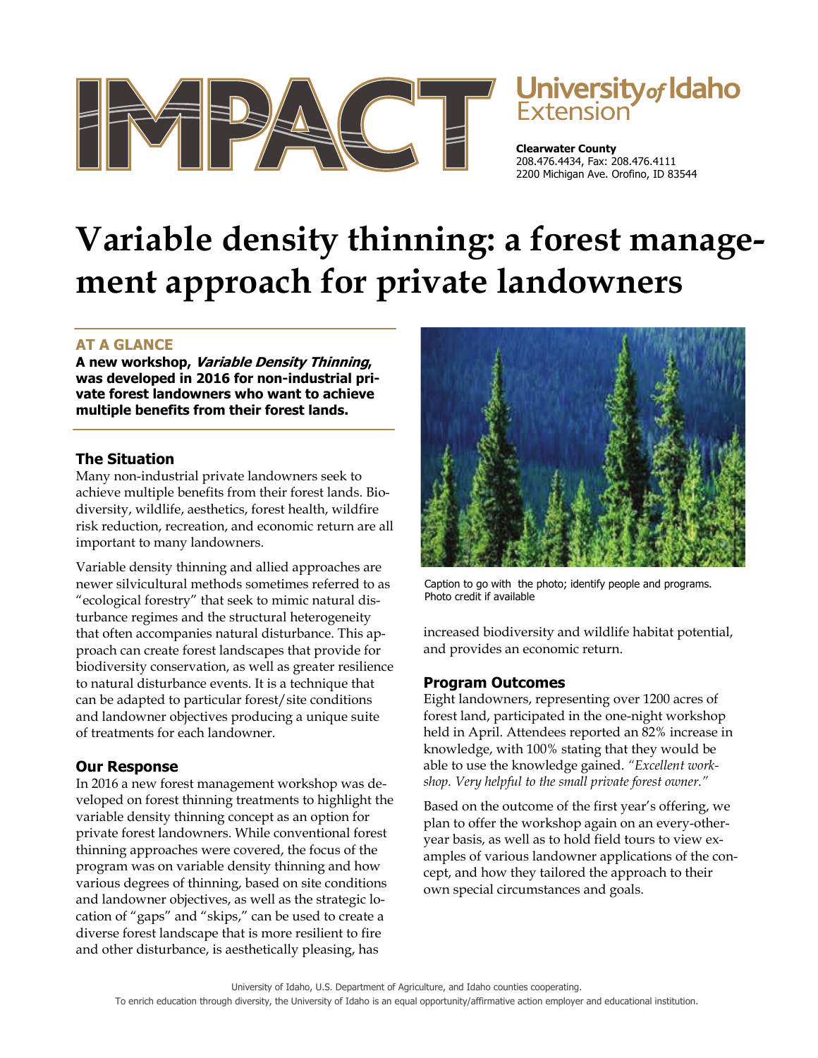IMPACT

University of Idaho Extension

**Clearwater County**
208.476.4434, Fax: 208.476.4111
2200 Michigan Ave. Orofino, ID 83544

# Variable density thinning: a forest management approach for private landowners

## AT A GLANCE

**A new workshop, *Variable Density Thinning*, was developed in 2016 for non-industrial private forest landowners who want to achieve multiple benefits from their forest lands.**

### The Situation

Many non-industrial private landowners seek to achieve multiple benefits from their forest lands. Biodiversity, wildlife, aesthetics, forest health, wildfire risk reduction, recreation, and economic return are all important to many landowners.

Variable density thinning and allied approaches are newer silvicultural methods sometimes referred to as "ecological forestry" that seek to mimic natural disturbance regimes and the structural heterogeneity that often accompanies natural disturbance. This approach can create forest landscapes that provide for biodiversity conservation, as well as greater resilience to natural disturbance events. It is a technique that can be adapted to particular forest/site conditions and landowner objectives producing a unique suite of treatments for each landowner.

### Our Response

In 2016 a new forest management workshop was developed on forest thinning treatments to highlight the variable density thinning concept as an option for private forest landowners. While conventional forest thinning approaches were covered, the focus of the program was on variable density thinning and how various degrees of thinning, based on site conditions and landowner objectives, as well as the strategic location of "gaps" and "skips," can be used to create a diverse forest landscape that is more resilient to fire and other disturbance, is aesthetically pleasing, has increased biodiversity and wildlife habitat potential, and provides an economic return.

Caption to go with the photo; identify people and programs. Photo credit if available

### Program Outcomes

Eight landowners, representing over 1200 acres of forest land, participated in the one-night workshop held in April. Attendees reported an 82% increase in knowledge, with 100% stating that they would be able to use the knowledge gained. *"Excellent workshop. Very helpful to the small private forest owner."*

Based on the outcome of the first year's offering, we plan to offer the workshop again on an every-other-year basis, as well as to hold field tours to view examples of various landowner applications of the concept, and how they tailored the approach to their own special circumstances and goals.

University of Idaho, U.S. Department of Agriculture, and Idaho counties cooperating.
To enrich education through diversity, the University of Idaho is an equal opportunity/affirmative action employer and educational institution.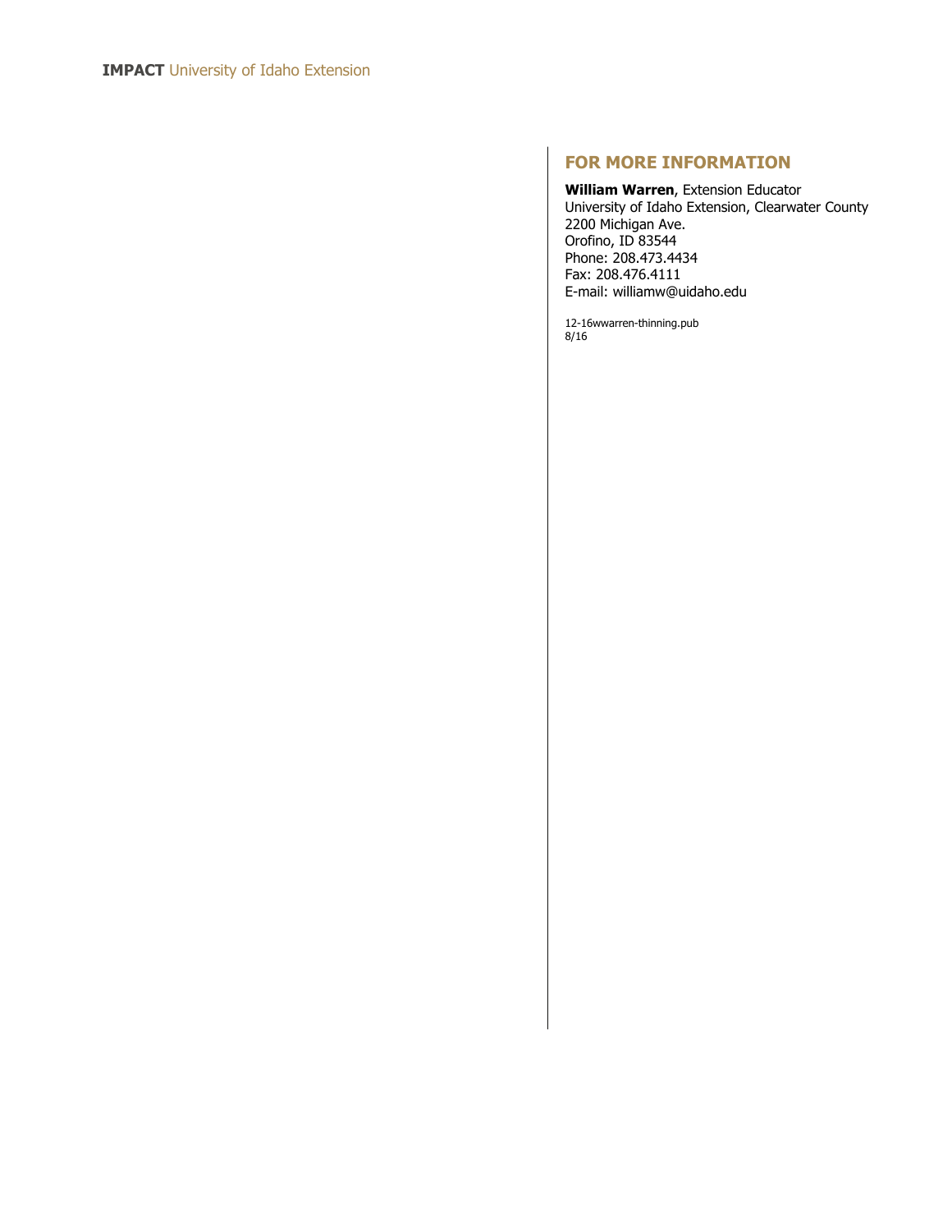## FOR MORE INFORMATION

**William Warren**, Extension Educator
University of Idaho Extension, Clearwater County
2200 Michigan Ave.
Orofino, ID 83544
Phone: 208.473.4434
Fax: 208.476.4111
E-mail: williamw@uidaho.edu

12-16wwarren-thinning.pub
8/16